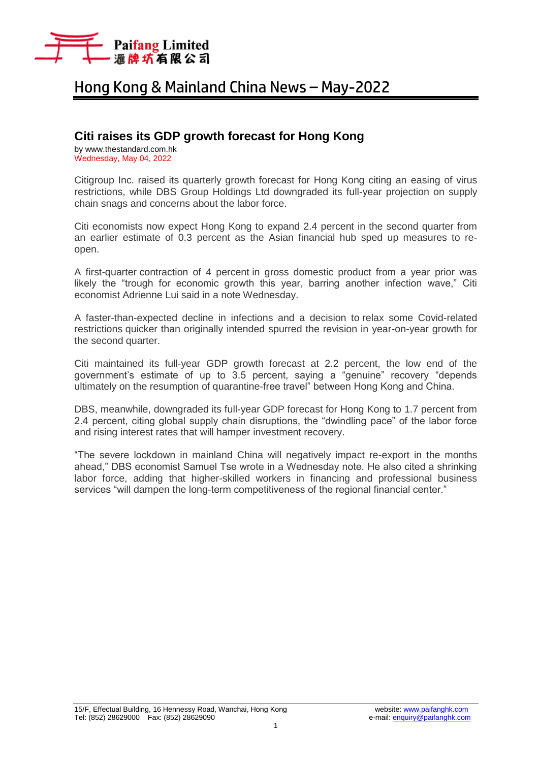Paifang Limited
滙牌坊有限公司

# Hong Kong & Mainland China News – May-2022

## Citi raises its GDP growth forecast for Hong Kong

by www.thestandard.com.hk
Wednesday, May 04, 2022

Citigroup Inc. raised its quarterly growth forecast for Hong Kong citing an easing of virus restrictions, while DBS Group Holdings Ltd downgraded its full-year projection on supply chain snags and concerns about the labor force.

Citi economists now expect Hong Kong to expand 2.4 percent in the second quarter from an earlier estimate of 0.3 percent as the Asian financial hub sped up measures to re-open.

A first-quarter contraction of 4 percent in gross domestic product from a year prior was likely the "trough for economic growth this year, barring another infection wave," Citi economist Adrienne Lui said in a note Wednesday.

A faster-than-expected decline in infections and a decision to relax some Covid-related restrictions quicker than originally intended spurred the revision in year-on-year growth for the second quarter.

Citi maintained its full-year GDP growth forecast at 2.2 percent, the low end of the government's estimate of up to 3.5 percent, saying a "genuine" recovery "depends ultimately on the resumption of quarantine-free travel" between Hong Kong and China.

DBS, meanwhile, downgraded its full-year GDP forecast for Hong Kong to 1.7 percent from 2.4 percent, citing global supply chain disruptions, the "dwindling pace" of the labor force and rising interest rates that will hamper investment recovery.

"The severe lockdown in mainland China will negatively impact re-export in the months ahead," DBS economist Samuel Tse wrote in a Wednesday note. He also cited a shrinking labor force, adding that higher-skilled workers in financing and professional business services "will dampen the long-term competitiveness of the regional financial center."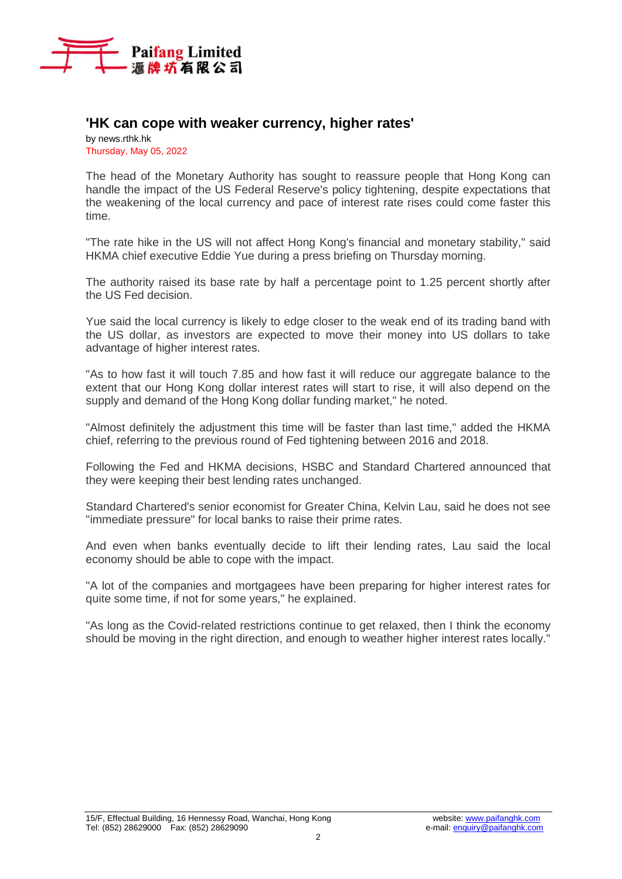## 'HK can cope with weaker currency, higher rates'

by news.rthk.hk
Thursday, May 05, 2022

The head of the Monetary Authority has sought to reassure people that Hong Kong can handle the impact of the US Federal Reserve's policy tightening, despite expectations that the weakening of the local currency and pace of interest rate rises could come faster this time.

"The rate hike in the US will not affect Hong Kong's financial and monetary stability," said HKMA chief executive Eddie Yue during a press briefing on Thursday morning.

The authority raised its base rate by half a percentage point to 1.25 percent shortly after the US Fed decision.

Yue said the local currency is likely to edge closer to the weak end of its trading band with the US dollar, as investors are expected to move their money into US dollars to take advantage of higher interest rates.

"As to how fast it will touch 7.85 and how fast it will reduce our aggregate balance to the extent that our Hong Kong dollar interest rates will start to rise, it will also depend on the supply and demand of the Hong Kong dollar funding market," he noted.

"Almost definitely the adjustment this time will be faster than last time," added the HKMA chief, referring to the previous round of Fed tightening between 2016 and 2018.

Following the Fed and HKMA decisions, HSBC and Standard Chartered announced that they were keeping their best lending rates unchanged.

Standard Chartered's senior economist for Greater China, Kelvin Lau, said he does not see "immediate pressure" for local banks to raise their prime rates.

And even when banks eventually decide to lift their lending rates, Lau said the local economy should be able to cope with the impact.

"A lot of the companies and mortgagees have been preparing for higher interest rates for quite some time, if not for some years," he explained.

"As long as the Covid-related restrictions continue to get relaxed, then I think the economy should be moving in the right direction, and enough to weather higher interest rates locally."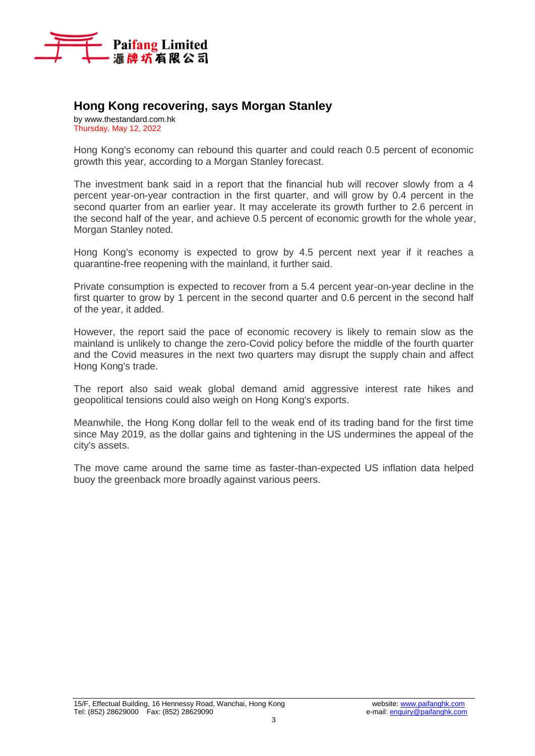## Hong Kong recovering, says Morgan Stanley

by www.thestandard.com.hk
Thursday, May 12, 2022

Hong Kong's economy can rebound this quarter and could reach 0.5 percent of economic growth this year, according to a Morgan Stanley forecast.

The investment bank said in a report that the financial hub will recover slowly from a 4 percent year-on-year contraction in the first quarter, and will grow by 0.4 percent in the second quarter from an earlier year. It may accelerate its growth further to 2.6 percent in the second half of the year, and achieve 0.5 percent of economic growth for the whole year, Morgan Stanley noted.

Hong Kong's economy is expected to grow by 4.5 percent next year if it reaches a quarantine-free reopening with the mainland, it further said.

Private consumption is expected to recover from a 5.4 percent year-on-year decline in the first quarter to grow by 1 percent in the second quarter and 0.6 percent in the second half of the year, it added.

However, the report said the pace of economic recovery is likely to remain slow as the mainland is unlikely to change the zero-Covid policy before the middle of the fourth quarter and the Covid measures in the next two quarters may disrupt the supply chain and affect Hong Kong's trade.

The report also said weak global demand amid aggressive interest rate hikes and geopolitical tensions could also weigh on Hong Kong's exports.

Meanwhile, the Hong Kong dollar fell to the weak end of its trading band for the first time since May 2019, as the dollar gains and tightening in the US undermines the appeal of the city's assets.

The move came around the same time as faster-than-expected US inflation data helped buoy the greenback more broadly against various peers.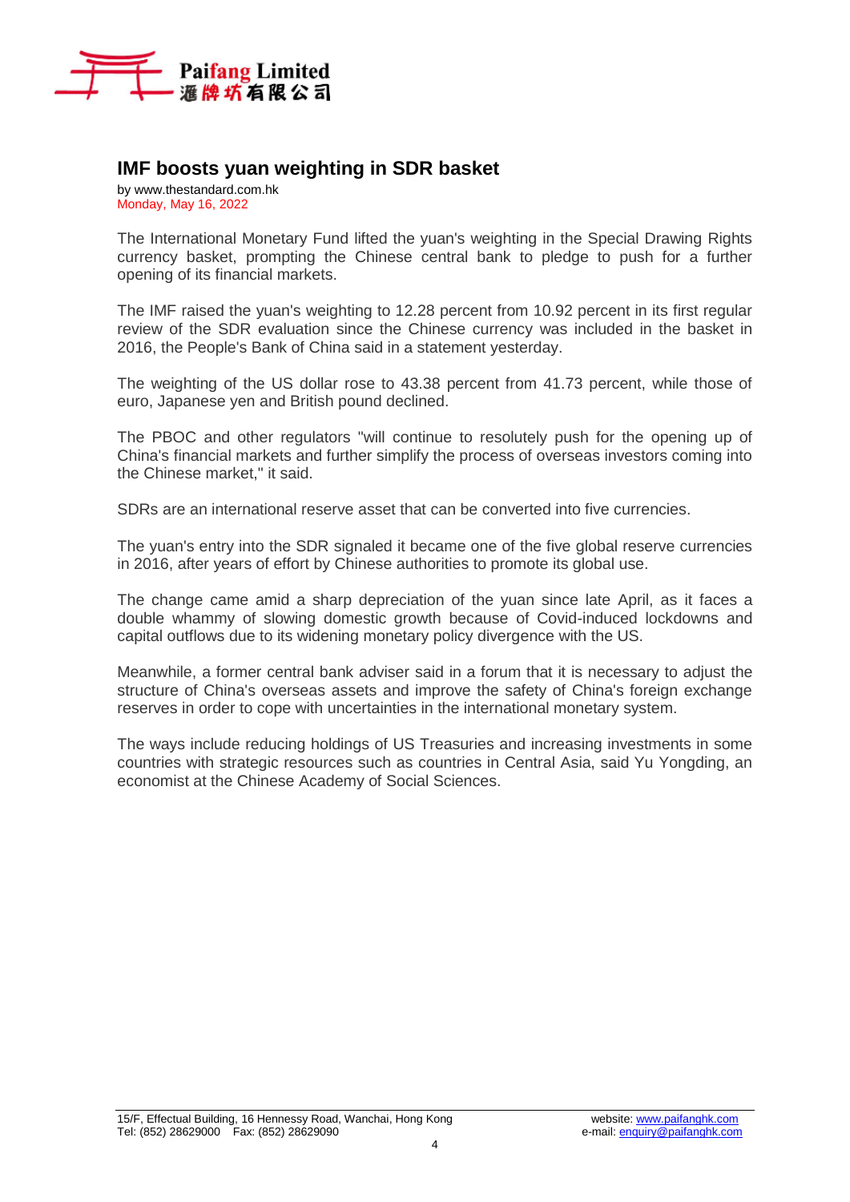## IMF boosts yuan weighting in SDR basket

by www.thestandard.com.hk
Monday, May 16, 2022

The International Monetary Fund lifted the yuan's weighting in the Special Drawing Rights currency basket, prompting the Chinese central bank to pledge to push for a further opening of its financial markets.

The IMF raised the yuan's weighting to 12.28 percent from 10.92 percent in its first regular review of the SDR evaluation since the Chinese currency was included in the basket in 2016, the People's Bank of China said in a statement yesterday.

The weighting of the US dollar rose to 43.38 percent from 41.73 percent, while those of euro, Japanese yen and British pound declined.

The PBOC and other regulators "will continue to resolutely push for the opening up of China's financial markets and further simplify the process of overseas investors coming into the Chinese market," it said.

SDRs are an international reserve asset that can be converted into five currencies.

The yuan's entry into the SDR signaled it became one of the five global reserve currencies in 2016, after years of effort by Chinese authorities to promote its global use.

The change came amid a sharp depreciation of the yuan since late April, as it faces a double whammy of slowing domestic growth because of Covid-induced lockdowns and capital outflows due to its widening monetary policy divergence with the US.

Meanwhile, a former central bank adviser said in a forum that it is necessary to adjust the structure of China's overseas assets and improve the safety of China's foreign exchange reserves in order to cope with uncertainties in the international monetary system.

The ways include reducing holdings of US Treasuries and increasing investments in some countries with strategic resources such as countries in Central Asia, said Yu Yongding, an economist at the Chinese Academy of Social Sciences.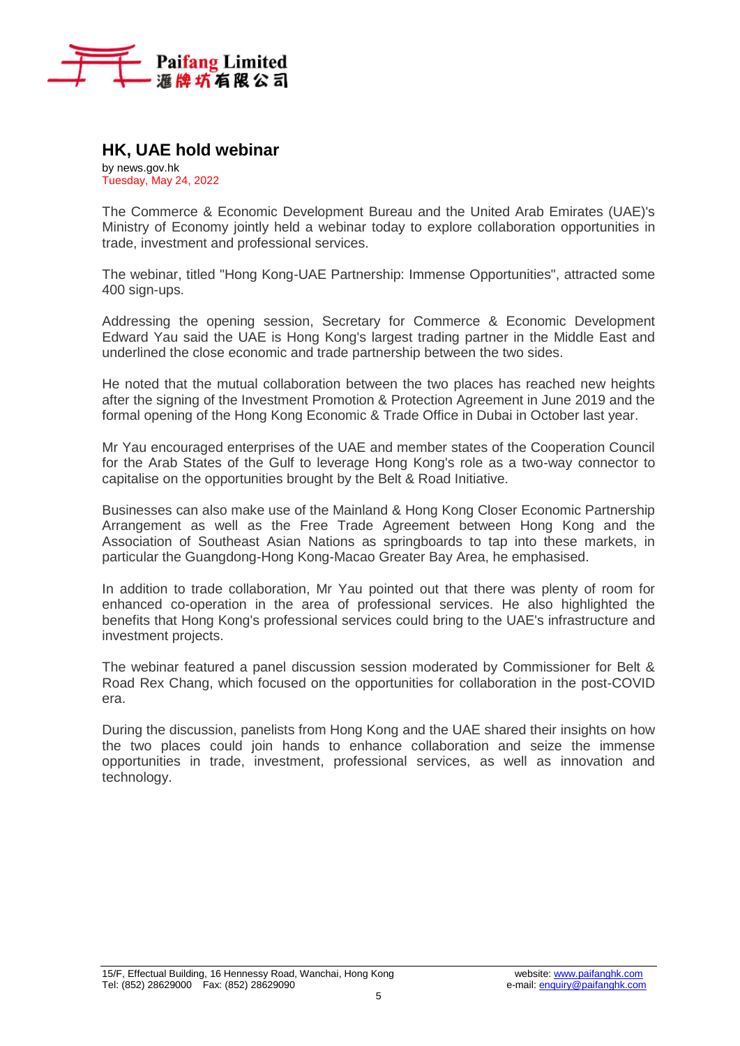## HK, UAE hold webinar

by news.gov.hk
Tuesday, May 24, 2022

The Commerce & Economic Development Bureau and the United Arab Emirates (UAE)'s Ministry of Economy jointly held a webinar today to explore collaboration opportunities in trade, investment and professional services.

The webinar, titled "Hong Kong-UAE Partnership: Immense Opportunities", attracted some 400 sign-ups.

Addressing the opening session, Secretary for Commerce & Economic Development Edward Yau said the UAE is Hong Kong's largest trading partner in the Middle East and underlined the close economic and trade partnership between the two sides.

He noted that the mutual collaboration between the two places has reached new heights after the signing of the Investment Promotion & Protection Agreement in June 2019 and the formal opening of the Hong Kong Economic & Trade Office in Dubai in October last year.

Mr Yau encouraged enterprises of the UAE and member states of the Cooperation Council for the Arab States of the Gulf to leverage Hong Kong's role as a two-way connector to capitalise on the opportunities brought by the Belt & Road Initiative.

Businesses can also make use of the Mainland & Hong Kong Closer Economic Partnership Arrangement as well as the Free Trade Agreement between Hong Kong and the Association of Southeast Asian Nations as springboards to tap into these markets, in particular the Guangdong-Hong Kong-Macao Greater Bay Area, he emphasised.

In addition to trade collaboration, Mr Yau pointed out that there was plenty of room for enhanced co-operation in the area of professional services. He also highlighted the benefits that Hong Kong's professional services could bring to the UAE's infrastructure and investment projects.

The webinar featured a panel discussion session moderated by Commissioner for Belt & Road Rex Chang, which focused on the opportunities for collaboration in the post-COVID era.

During the discussion, panelists from Hong Kong and the UAE shared their insights on how the two places could join hands to enhance collaboration and seize the immense opportunities in trade, investment, professional services, as well as innovation and technology.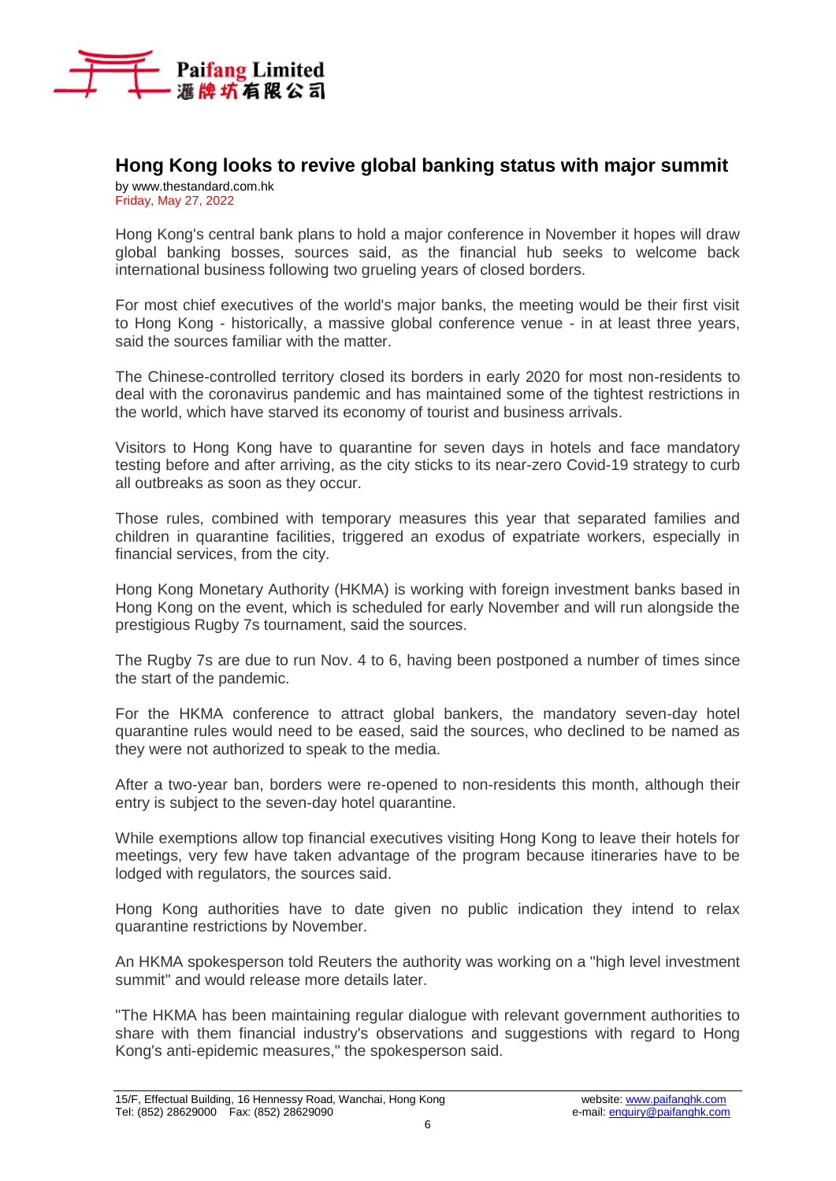## Hong Kong looks to revive global banking status with major summit

by www.thestandard.com.hk
Friday, May 27, 2022

Hong Kong's central bank plans to hold a major conference in November it hopes will draw global banking bosses, sources said, as the financial hub seeks to welcome back international business following two grueling years of closed borders.

For most chief executives of the world's major banks, the meeting would be their first visit to Hong Kong - historically, a massive global conference venue - in at least three years, said the sources familiar with the matter.

The Chinese-controlled territory closed its borders in early 2020 for most non-residents to deal with the coronavirus pandemic and has maintained some of the tightest restrictions in the world, which have starved its economy of tourist and business arrivals.

Visitors to Hong Kong have to quarantine for seven days in hotels and face mandatory testing before and after arriving, as the city sticks to its near-zero Covid-19 strategy to curb all outbreaks as soon as they occur.

Those rules, combined with temporary measures this year that separated families and children in quarantine facilities, triggered an exodus of expatriate workers, especially in financial services, from the city.

Hong Kong Monetary Authority (HKMA) is working with foreign investment banks based in Hong Kong on the event, which is scheduled for early November and will run alongside the prestigious Rugby 7s tournament, said the sources.

The Rugby 7s are due to run Nov. 4 to 6, having been postponed a number of times since the start of the pandemic.

For the HKMA conference to attract global bankers, the mandatory seven-day hotel quarantine rules would need to be eased, said the sources, who declined to be named as they were not authorized to speak to the media.

After a two-year ban, borders were re-opened to non-residents this month, although their entry is subject to the seven-day hotel quarantine.

While exemptions allow top financial executives visiting Hong Kong to leave their hotels for meetings, very few have taken advantage of the program because itineraries have to be lodged with regulators, the sources said.

Hong Kong authorities have to date given no public indication they intend to relax quarantine restrictions by November.

An HKMA spokesperson told Reuters the authority was working on a "high level investment summit" and would release more details later.

"The HKMA has been maintaining regular dialogue with relevant government authorities to share with them financial industry's observations and suggestions with regard to Hong Kong's anti-epidemic measures," the spokesperson said.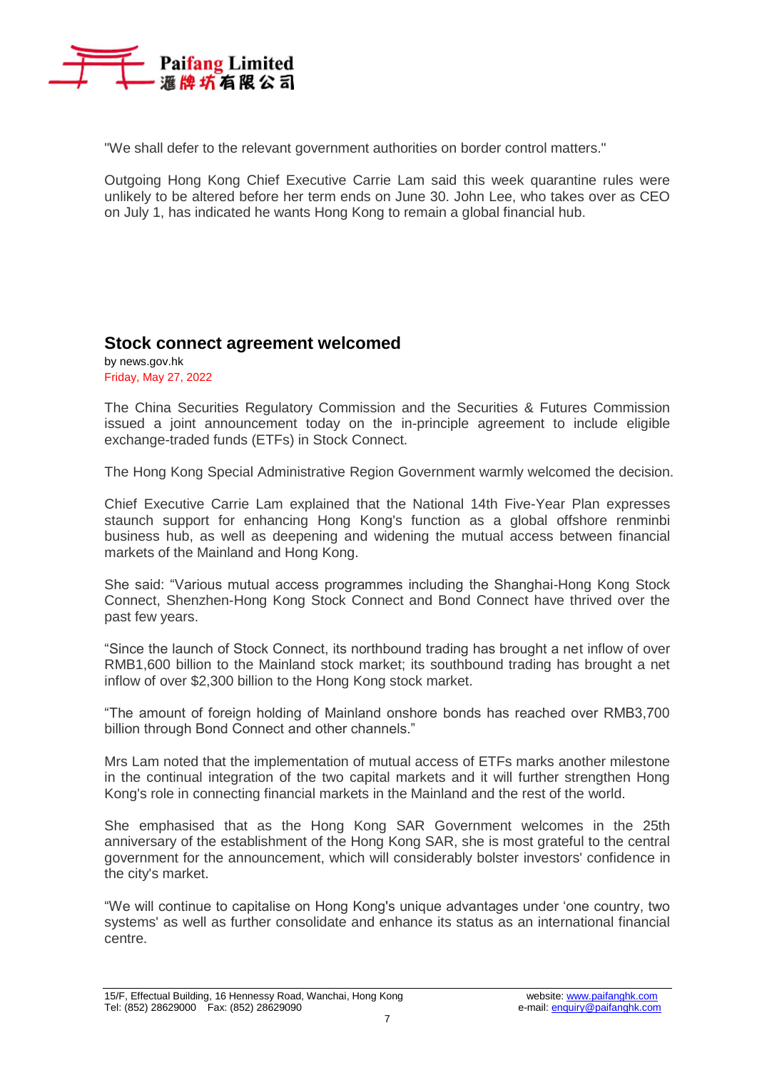"We shall defer to the relevant government authorities on border control matters."

Outgoing Hong Kong Chief Executive Carrie Lam said this week quarantine rules were unlikely to be altered before her term ends on June 30. John Lee, who takes over as CEO on July 1, has indicated he wants Hong Kong to remain a global financial hub.

## Stock connect agreement welcomed

by news.gov.hk
Friday, May 27, 2022

The China Securities Regulatory Commission and the Securities & Futures Commission issued a joint announcement today on the in-principle agreement to include eligible exchange-traded funds (ETFs) in Stock Connect.

The Hong Kong Special Administrative Region Government warmly welcomed the decision.

Chief Executive Carrie Lam explained that the National 14th Five-Year Plan expresses staunch support for enhancing Hong Kong's function as a global offshore renminbi business hub, as well as deepening and widening the mutual access between financial markets of the Mainland and Hong Kong.

She said: "Various mutual access programmes including the Shanghai-Hong Kong Stock Connect, Shenzhen-Hong Kong Stock Connect and Bond Connect have thrived over the past few years.

"Since the launch of Stock Connect, its northbound trading has brought a net inflow of over RMB1,600 billion to the Mainland stock market; its southbound trading has brought a net inflow of over $2,300 billion to the Hong Kong stock market.

"The amount of foreign holding of Mainland onshore bonds has reached over RMB3,700 billion through Bond Connect and other channels."

Mrs Lam noted that the implementation of mutual access of ETFs marks another milestone in the continual integration of the two capital markets and it will further strengthen Hong Kong's role in connecting financial markets in the Mainland and the rest of the world.

She emphasised that as the Hong Kong SAR Government welcomes in the 25th anniversary of the establishment of the Hong Kong SAR, she is most grateful to the central government for the announcement, which will considerably bolster investors' confidence in the city's market.

"We will continue to capitalise on Hong Kong's unique advantages under 'one country, two systems' as well as further consolidate and enhance its status as an international financial centre.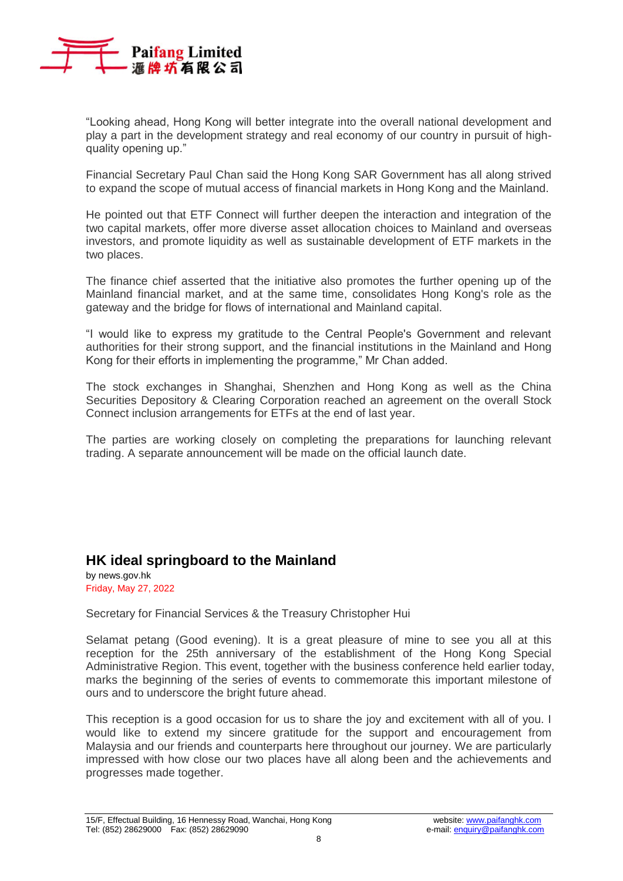"Looking ahead, Hong Kong will better integrate into the overall national development and play a part in the development strategy and real economy of our country in pursuit of high-quality opening up."

Financial Secretary Paul Chan said the Hong Kong SAR Government has all along strived to expand the scope of mutual access of financial markets in Hong Kong and the Mainland.

He pointed out that ETF Connect will further deepen the interaction and integration of the two capital markets, offer more diverse asset allocation choices to Mainland and overseas investors, and promote liquidity as well as sustainable development of ETF markets in the two places.

The finance chief asserted that the initiative also promotes the further opening up of the Mainland financial market, and at the same time, consolidates Hong Kong's role as the gateway and the bridge for flows of international and Mainland capital.

"I would like to express my gratitude to the Central People's Government and relevant authorities for their strong support, and the financial institutions in the Mainland and Hong Kong for their efforts in implementing the programme," Mr Chan added.

The stock exchanges in Shanghai, Shenzhen and Hong Kong as well as the China Securities Depository & Clearing Corporation reached an agreement on the overall Stock Connect inclusion arrangements for ETFs at the end of last year.

The parties are working closely on completing the preparations for launching relevant trading. A separate announcement will be made on the official launch date.

## HK ideal springboard to the Mainland

by news.gov.hk
Friday, May 27, 2022

Secretary for Financial Services & the Treasury Christopher Hui

Selamat petang (Good evening). It is a great pleasure of mine to see you all at this reception for the 25th anniversary of the establishment of the Hong Kong Special Administrative Region. This event, together with the business conference held earlier today, marks the beginning of the series of events to commemorate this important milestone of ours and to underscore the bright future ahead.

This reception is a good occasion for us to share the joy and excitement with all of you. I would like to extend my sincere gratitude for the support and encouragement from Malaysia and our friends and counterparts here throughout our journey. We are particularly impressed with how close our two places have all along been and the achievements and progresses made together.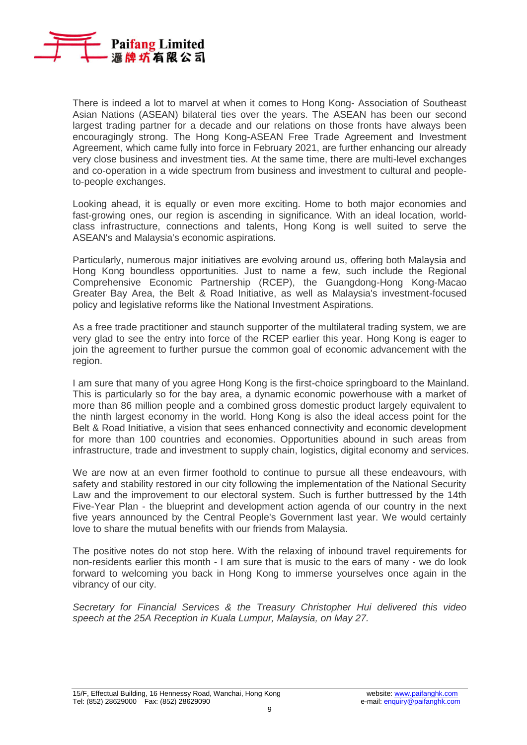There is indeed a lot to marvel at when it comes to Hong Kong- Association of Southeast Asian Nations (ASEAN) bilateral ties over the years. The ASEAN has been our second largest trading partner for a decade and our relations on those fronts have always been encouragingly strong. The Hong Kong-ASEAN Free Trade Agreement and Investment Agreement, which came fully into force in February 2021, are further enhancing our already very close business and investment ties. At the same time, there are multi-level exchanges and co-operation in a wide spectrum from business and investment to cultural and people-to-people exchanges.

Looking ahead, it is equally or even more exciting. Home to both major economies and fast-growing ones, our region is ascending in significance. With an ideal location, world-class infrastructure, connections and talents, Hong Kong is well suited to serve the ASEAN's and Malaysia's economic aspirations.

Particularly, numerous major initiatives are evolving around us, offering both Malaysia and Hong Kong boundless opportunities. Just to name a few, such include the Regional Comprehensive Economic Partnership (RCEP), the Guangdong-Hong Kong-Macao Greater Bay Area, the Belt & Road Initiative, as well as Malaysia's investment-focused policy and legislative reforms like the National Investment Aspirations.

As a free trade practitioner and staunch supporter of the multilateral trading system, we are very glad to see the entry into force of the RCEP earlier this year. Hong Kong is eager to join the agreement to further pursue the common goal of economic advancement with the region.

I am sure that many of you agree Hong Kong is the first-choice springboard to the Mainland. This is particularly so for the bay area, a dynamic economic powerhouse with a market of more than 86 million people and a combined gross domestic product largely equivalent to the ninth largest economy in the world. Hong Kong is also the ideal access point for the Belt & Road Initiative, a vision that sees enhanced connectivity and economic development for more than 100 countries and economies. Opportunities abound in such areas from infrastructure, trade and investment to supply chain, logistics, digital economy and services.

We are now at an even firmer foothold to continue to pursue all these endeavours, with safety and stability restored in our city following the implementation of the National Security Law and the improvement to our electoral system. Such is further buttressed by the 14th Five-Year Plan - the blueprint and development action agenda of our country in the next five years announced by the Central People's Government last year. We would certainly love to share the mutual benefits with our friends from Malaysia.

The positive notes do not stop here. With the relaxing of inbound travel requirements for non-residents earlier this month - I am sure that is music to the ears of many - we do look forward to welcoming you back in Hong Kong to immerse yourselves once again in the vibrancy of our city.

*Secretary for Financial Services & the Treasury Christopher Hui delivered this video speech at the 25A Reception in Kuala Lumpur, Malaysia, on May 27.*